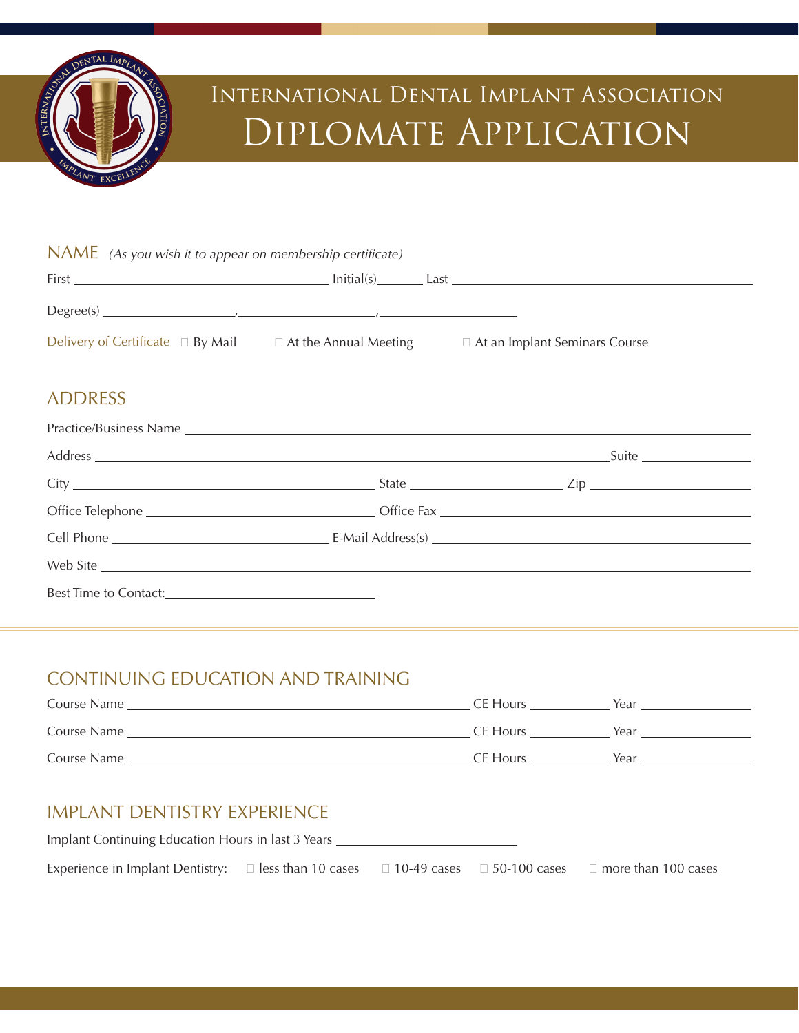# International Dental Implant Association

# Diplomate Application

## NAME *(As you wish it to appear on membership certificate)*

First ____________________ Initial(s) ______ Last ____________________

Degree(s) ______________, ______________, ______________

Delivery of Certificate ☐ By Mail ☐ At the Annual Meeting ☐ At an Implant Seminars Course

## ADDRESS

Practice/Business Name ____________________

Address ____________________ Suite ____________

City ____________________ State ____________ Zip ____________

Office Telephone ____________________ Office Fax ____________________

Cell Phone ____________________ E-Mail Address(s) ____________________

Web Site ____________________

Best Time to Contact: ____________________

## CONTINUING EDUCATION AND TRAINING

Course Name ____________________ CE Hours ________ Year ________

Course Name ____________________ CE Hours ________ Year ________

Course Name ____________________ CE Hours ________ Year ________

## IMPLANT DENTISTRY EXPERIENCE

Implant Continuing Education Hours in last 3 Years ____________________

Experience in Implant Dentistry: ☐ less than 10 cases ☐ 10-49 cases ☐ 50-100 cases ☐ more than 100 cases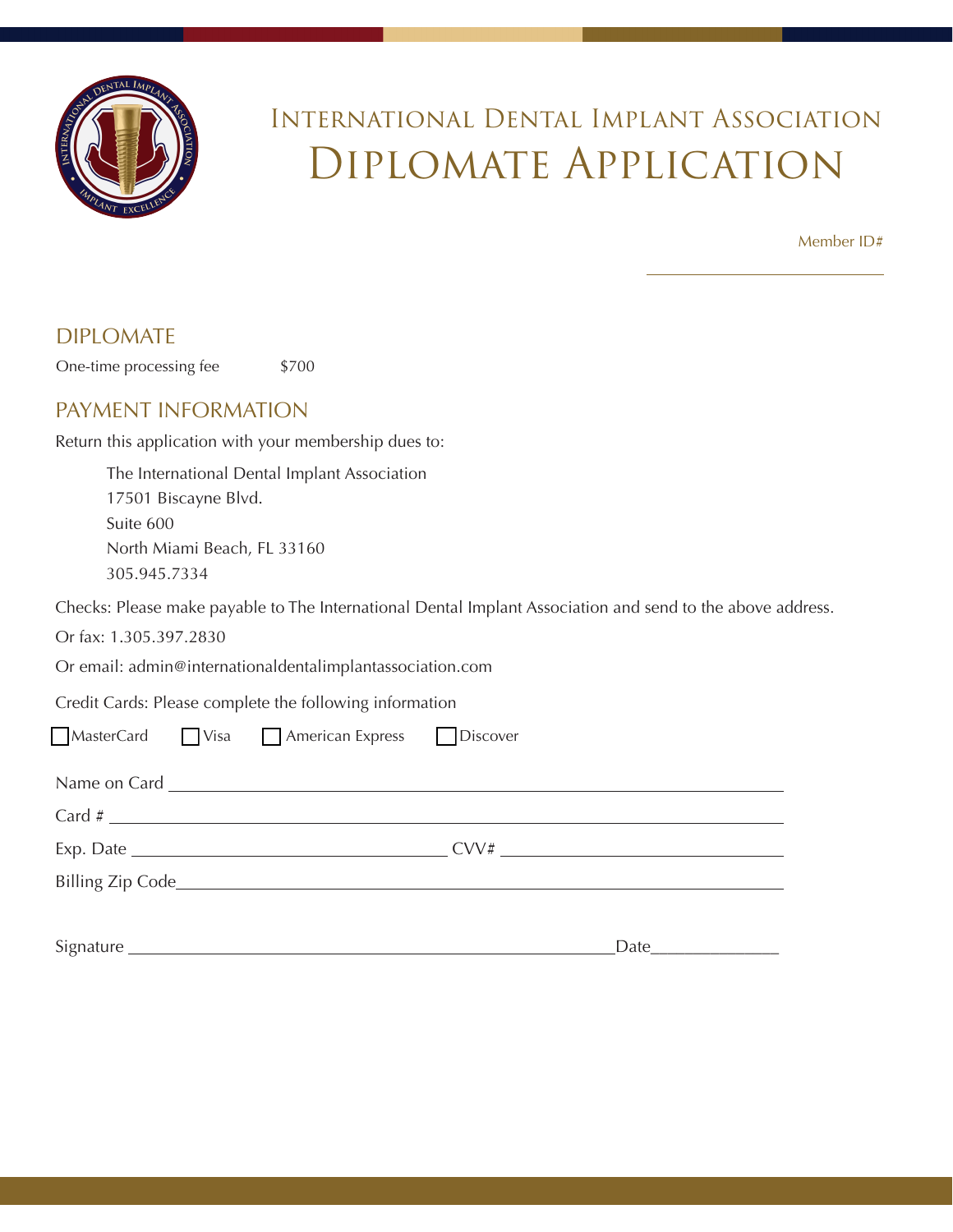# International Dental Implant Association
# Diplomate Application

Member ID# ______________________

## DIPLOMATE

One-time processing fee $700

## PAYMENT INFORMATION

Return this application with your membership dues to:

The International Dental Implant Association
17501 Biscayne Blvd.
Suite 600
North Miami Beach, FL 33160
305.945.7334

Checks: Please make payable to The International Dental Implant Association and send to the above address.

Or fax: 1.305.397.2830

Or email: admin@internationaldentalimplantassociation.com

Credit Cards: Please complete the following information

☐ MasterCard ☐ Visa ☐ American Express ☐ Discover

Name on Card ______________________________________________

Card # ______________________________________________

Exp. Date ______________________ CVV# ______________________

Billing Zip Code ______________________________________________

Signature ______________________________________ Date______________